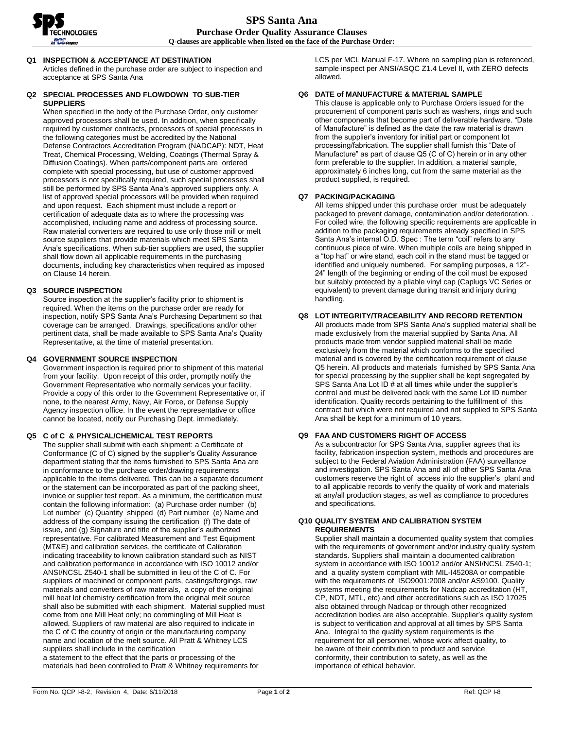# SPS Santa Ana

## Purchase Order Quality Assurance Clauses

**Q-clauses are applicable when listed on the face of the Purchase Order:**

### Q1 INSPECTION & ACCEPTANCE AT DESTINATION

Articles defined in the purchase order are subject to inspection and acceptance at SPS Santa Ana

### Q2 SPECIAL PROCESSES AND FLOWDOWN TO SUB-TIER SUPPLIERS

When specified in the body of the Purchase Order, only customer approved processors shall be used. In addition, when specifically required by customer contracts, processors of special processes in the following categories must be accredited by the National Defense Contractors Accreditation Program (NADCAP): NDT, Heat Treat, Chemical Processing, Welding, Coatings (Thermal Spray & Diffusion Coatings). When parts/component parts are ordered complete with special processing, but use of customer approved processors is not specifically required, such special processes shall still be performed by SPS Santa Ana's approved suppliers only. A list of approved special processors will be provided when required and upon request. Each shipment must include a report or certification of adequate data as to where the processing was accomplished, including name and address of processing source. Raw material converters are required to use only those mill or melt source suppliers that provide materials which meet SPS Santa Ana's specifications. When sub-tier suppliers are used, the supplier shall flow down all applicable requirements in the purchasing documents, including key characteristics when required as imposed on Clause 14 herein.

### Q3 SOURCE INSPECTION

Source inspection at the supplier's facility prior to shipment is required. When the items on the purchase order are ready for inspection, notify SPS Santa Ana's Purchasing Department so that coverage can be arranged. Drawings, specifications and/or other pertinent data, shall be made available to SPS Santa Ana's Quality Representative, at the time of material presentation.

### Q4 GOVERNMENT SOURCE INSPECTION

Government inspection is required prior to shipment of this material from your facility. Upon receipt of this order, promptly notify the Government Representative who normally services your facility. Provide a copy of this order to the Government Representative or, if none, to the nearest Army, Navy, Air Force, or Defense Supply Agency inspection office. In the event the representative or office cannot be located, notify our Purchasing Dept. immediately.

### Q5 C of C & PHYSICAL/CHEMICAL TEST REPORTS

The supplier shall submit with each shipment: a Certificate of Conformance (C of C) signed by the supplier's Quality Assurance department stating that the items furnished to SPS Santa Ana are in conformance to the purchase order/drawing requirements applicable to the items delivered. This can be a separate document or the statement can be incorporated as part of the packing sheet, invoice or supplier test report. As a minimum, the certification must contain the following information: (a) Purchase order number (b) Lot number (c) Quantity shipped (d) Part number (e) Name and address of the company issuing the certification (f) The date of issue, and (g) Signature and title of the supplier's authorized representative. For calibrated Measurement and Test Equipment (MT&E) and calibration services, the certificate of Calibration indicating traceability to known calibration standard such as NIST and calibration performance in accordance with ISO 10012 and/or ANSI/NCSL Z540-1 shall be submitted in lieu of the C of C. For suppliers of machined or component parts, castings/forgings, raw materials and converters of raw materials, a copy of the original mill heat lot chemistry certification from the original melt source shall also be submitted with each shipment. Material supplied must come from one Mill Heat only; no commingling of Mill Heat is allowed. Suppliers of raw material are also required to indicate in the C of C the country of origin or the manufacturing company name and location of the melt source. All Pratt & Whitney LCS suppliers shall include in the certification

a statement to the effect that the parts or processing of the materials had been controlled to Pratt & Whitney requirements for LCS per MCL Manual F-17. Where no sampling plan is referenced, sample inspect per ANSI/ASQC Z1.4 Level II, with ZERO defects allowed.

### Q6 DATE of MANUFACTURE & MATERIAL SAMPLE

This clause is applicable only to Purchase Orders issued for the procurement of component parts such as washers, rings and such other components that become part of deliverable hardware. "Date of Manufacture" is defined as the date the raw material is drawn from the supplier's inventory for initial part or component lot processing/fabrication. The supplier shall furnish this "Date of Manufacture" as part of clause Q5 (C of C) herein or in any other form preferable to the supplier. In addition, a material sample, approximately 6 inches long, cut from the same material as the product supplied, is required.

### Q7 PACKING/PACKAGING

All items shipped under this purchase order must be adequately packaged to prevent damage, contamination and/or deterioration. . For coiled wire, the following specific requirements are applicable in addition to the packaging requirements already specified in SPS Santa Ana's internal O.D. Spec : The term "coil" refers to any continuous piece of wire. When multiple coils are being shipped in a "top hat" or wire stand, each coil in the stand must be tagged or identified and uniquely numbered. For sampling purposes, a 12"-24" length of the beginning or ending of the coil must be exposed but suitably protected by a pliable vinyl cap (Caplugs VC Series or equivalent) to prevent damage during transit and injury during handling.

### Q8 LOT INTEGRITY/TRACEABILITY AND RECORD RETENTION

All products made from SPS Santa Ana's supplied material shall be made exclusively from the material supplied by Santa Ana. All products made from vendor supplied material shall be made exclusively from the material which conforms to the specified material and is covered by the certification requirement of clause Q5 herein. All products and materials furnished by SPS Santa Ana for special processing by the supplier shall be kept segregated by SPS Santa Ana Lot ID # at all times while under the supplier's control and must be delivered back with the same Lot ID number identification. Quality records pertaining to the fulfillment of this contract but which were not required and not supplied to SPS Santa Ana shall be kept for a minimum of 10 years.

### Q9 FAA AND CUSTOMERS RIGHT OF ACCESS

As a subcontractor for SPS Santa Ana, supplier agrees that its facility, fabrication inspection system, methods and procedures are subject to the Federal Aviation Administration (FAA) surveillance and investigation. SPS Santa Ana and all of other SPS Santa Ana customers reserve the right of access into the supplier's plant and to all applicable records to verify the quality of work and materials at any/all production stages, as well as compliance to procedures and specifications.

### Q10 QUALITY SYSTEM AND CALIBRATION SYSTEM REQUIREMENTS

Supplier shall maintain a documented quality system that complies with the requirements of government and/or industry quality system standards. Suppliers shall maintain a documented calibration system in accordance with ISO 10012 and/or ANSI/NCSL Z540-1; and a quality system compliant with MIL-I45208A or compatible with the requirements of ISO9001:2008 and/or AS9100. Quality systems meeting the requirements for Nadcap accreditation (HT, CP, NDT, MTL, etc) and other accreditations such as ISO 17025 also obtained through Nadcap or through other recognized accreditation bodies are also acceptable. Supplier's quality system is subject to verification and approval at all times by SPS Santa Ana. Integral to the quality system requirements is the requirement for all personnel, whose work affect quality, to be aware of their contribution to product and service conformity, their contribution to safety, as well as the importance of ethical behavior.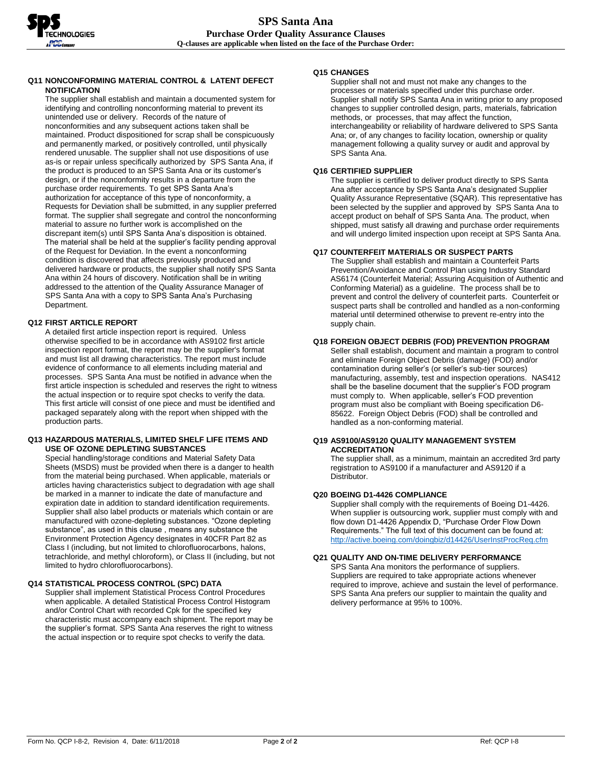# SPS Santa Ana

## Purchase Order Quality Assurance Clauses

**Q-clauses are applicable when listed on the face of the Purchase Order:**

### Q11 NONCONFORMING MATERIAL CONTROL & LATENT DEFECT NOTIFICATION

The supplier shall establish and maintain a documented system for identifying and controlling nonconforming material to prevent its unintended use or delivery. Records of the nature of nonconformities and any subsequent actions taken shall be maintained. Product dispositioned for scrap shall be conspicuously and permanently marked, or positively controlled, until physically rendered unusable. The supplier shall not use dispositions of use as-is or repair unless specifically authorized by SPS Santa Ana, if the product is produced to an SPS Santa Ana or its customer's design, or if the nonconformity results in a departure from the purchase order requirements. To get SPS Santa Ana's authorization for acceptance of this type of nonconformity, a Requests for Deviation shall be submitted, in any supplier preferred format. The supplier shall segregate and control the nonconforming material to assure no further work is accomplished on the discrepant item(s) until SPS Santa Ana's disposition is obtained. The material shall be held at the supplier's facility pending approval of the Request for Deviation. In the event a nonconforming condition is discovered that affects previously produced and delivered hardware or products, the supplier shall notify SPS Santa Ana within 24 hours of discovery. Notification shall be in writing addressed to the attention of the Quality Assurance Manager of SPS Santa Ana with a copy to SPS Santa Ana's Purchasing Department.

### Q12 FIRST ARTICLE REPORT

A detailed first article inspection report is required. Unless otherwise specified to be in accordance with AS9102 first article inspection report format, the report may be the supplier's format and must list all drawing characteristics. The report must include evidence of conformance to all elements including material and processes. SPS Santa Ana must be notified in advance when the first article inspection is scheduled and reserves the right to witness the actual inspection or to require spot checks to verify the data. This first article will consist of one piece and must be identified and packaged separately along with the report when shipped with the production parts.

### Q13 HAZARDOUS MATERIALS, LIMITED SHELF LIFE ITEMS AND USE OF OZONE DEPLETING SUBSTANCES

Special handling/storage conditions and Material Safety Data Sheets (MSDS) must be provided when there is a danger to health from the material being purchased. When applicable, materials or articles having characteristics subject to degradation with age shall be marked in a manner to indicate the date of manufacture and expiration date in addition to standard identification requirements. Supplier shall also label products or materials which contain or are manufactured with ozone-depleting substances. "Ozone depleting substance", as used in this clause , means any substance the Environment Protection Agency designates in 40CFR Part 82 as Class I (including, but not limited to chlorofluorocarbons, halons, tetrachloride, and methyl chloroform), or Class II (including, but not limited to hydro chlorofluorocarbons).

### Q14 STATISTICAL PROCESS CONTROL (SPC) DATA

Supplier shall implement Statistical Process Control Procedures when applicable. A detailed Statistical Process Control Histogram and/or Control Chart with recorded Cpk for the specified key characteristic must accompany each shipment. The report may be the supplier's format. SPS Santa Ana reserves the right to witness the actual inspection or to require spot checks to verify the data.

### Q15 CHANGES

Supplier shall not and must not make any changes to the processes or materials specified under this purchase order. Supplier shall notify SPS Santa Ana in writing prior to any proposed changes to supplier controlled design, parts, materials, fabrication methods, or processes, that may affect the function, interchangeability or reliability of hardware delivered to SPS Santa Ana; or, of any changes to facility location, ownership or quality management following a quality survey or audit and approval by SPS Santa Ana.

### Q16 CERTIFIED SUPPLIER

The supplier is certified to deliver product directly to SPS Santa Ana after acceptance by SPS Santa Ana's designated Supplier Quality Assurance Representative (SQAR). This representative has been selected by the supplier and approved by SPS Santa Ana to accept product on behalf of SPS Santa Ana. The product, when shipped, must satisfy all drawing and purchase order requirements and will undergo limited inspection upon receipt at SPS Santa Ana.

### Q17 COUNTERFEIT MATERIALS OR SUSPECT PARTS

The Supplier shall establish and maintain a Counterfeit Parts Prevention/Avoidance and Control Plan using Industry Standard AS6174 (Counterfeit Material; Assuring Acquisition of Authentic and Conforming Material) as a guideline. The process shall be to prevent and control the delivery of counterfeit parts. Counterfeit or suspect parts shall be controlled and handled as a non-conforming material until determined otherwise to prevent re-entry into the supply chain.

### Q18 FOREIGN OBJECT DEBRIS (FOD) PREVENTION PROGRAM

Seller shall establish, document and maintain a program to control and eliminate Foreign Object Debris (damage) (FOD) and/or contamination during seller's (or seller's sub-tier sources) manufacturing, assembly, test and inspection operations. NAS412 shall be the baseline document that the supplier's FOD program must comply to. When applicable, seller's FOD prevention program must also be compliant with Boeing specification D6-85622. Foreign Object Debris (FOD) shall be controlled and handled as a non-conforming material.

### Q19 AS9100/AS9120 QUALITY MANAGEMENT SYSTEM ACCREDITATION

The supplier shall, as a minimum, maintain an accredited 3rd party registration to AS9100 if a manufacturer and AS9120 if a Distributor.

### Q20 BOEING D1-4426 COMPLIANCE

Supplier shall comply with the requirements of Boeing D1-4426. When supplier is outsourcing work, supplier must comply with and flow down D1-4426 Appendix D, "Purchase Order Flow Down Requirements." The full text of this document can be found at: http://active.boeing.com/doingbiz/d14426/UserInstProcReq.cfm

### Q21 QUALITY AND ON-TIME DELIVERY PERFORMANCE

SPS Santa Ana monitors the performance of suppliers. Suppliers are required to take appropriate actions whenever required to improve, achieve and sustain the level of performance. SPS Santa Ana prefers our supplier to maintain the quality and delivery performance at 95% to 100%.

Form No. QCP I-8-2, Revision 4, Date: 6/11/2018 Ref: QCP I-8